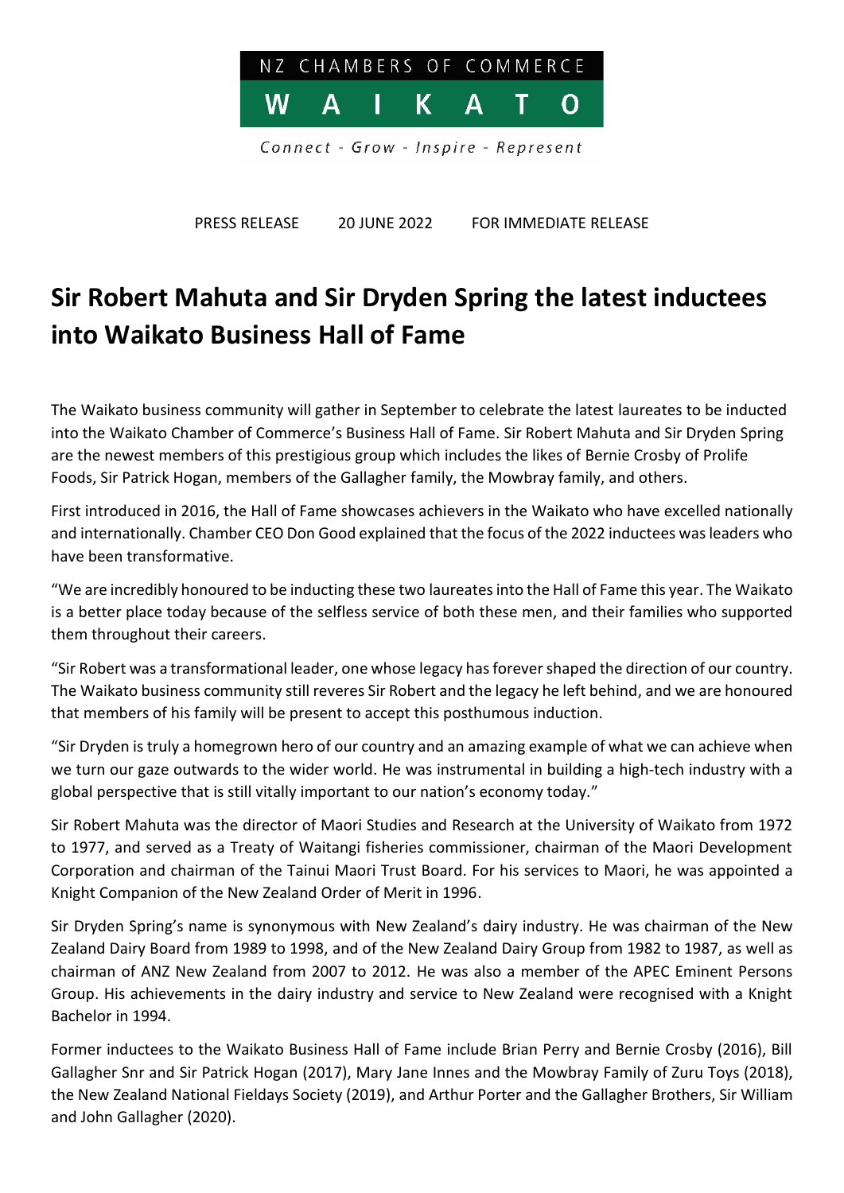NZ CHAMBERS OF COMMERCE

WAIKATO

*Connect - Grow - Inspire - Represent*

PRESS RELEASE 20 JUNE 2022 FOR IMMEDIATE RELEASE

# Sir Robert Mahuta and Sir Dryden Spring the latest inductees into Waikato Business Hall of Fame

The Waikato business community will gather in September to celebrate the latest laureates to be inducted into the Waikato Chamber of Commerce's Business Hall of Fame. Sir Robert Mahuta and Sir Dryden Spring are the newest members of this prestigious group which includes the likes of Bernie Crosby of Prolife Foods, Sir Patrick Hogan, members of the Gallagher family, the Mowbray family, and others.

First introduced in 2016, the Hall of Fame showcases achievers in the Waikato who have excelled nationally and internationally. Chamber CEO Don Good explained that the focus of the 2022 inductees was leaders who have been transformative.

"We are incredibly honoured to be inducting these two laureates into the Hall of Fame this year. The Waikato is a better place today because of the selfless service of both these men, and their families who supported them throughout their careers.

"Sir Robert was a transformational leader, one whose legacy has forever shaped the direction of our country. The Waikato business community still reveres Sir Robert and the legacy he left behind, and we are honoured that members of his family will be present to accept this posthumous induction.

"Sir Dryden is truly a homegrown hero of our country and an amazing example of what we can achieve when we turn our gaze outwards to the wider world. He was instrumental in building a high-tech industry with a global perspective that is still vitally important to our nation's economy today."

Sir Robert Mahuta was the director of Maori Studies and Research at the University of Waikato from 1972 to 1977, and served as a Treaty of Waitangi fisheries commissioner, chairman of the Maori Development Corporation and chairman of the Tainui Maori Trust Board. For his services to Maori, he was appointed a Knight Companion of the New Zealand Order of Merit in 1996.

Sir Dryden Spring's name is synonymous with New Zealand's dairy industry. He was chairman of the New Zealand Dairy Board from 1989 to 1998, and of the New Zealand Dairy Group from 1982 to 1987, as well as chairman of ANZ New Zealand from 2007 to 2012. He was also a member of the APEC Eminent Persons Group. His achievements in the dairy industry and service to New Zealand were recognised with a Knight Bachelor in 1994.

Former inductees to the Waikato Business Hall of Fame include Brian Perry and Bernie Crosby (2016), Bill Gallagher Snr and Sir Patrick Hogan (2017), Mary Jane Innes and the Mowbray Family of Zuru Toys (2018), the New Zealand National Fieldays Society (2019), and Arthur Porter and the Gallagher Brothers, Sir William and John Gallagher (2020).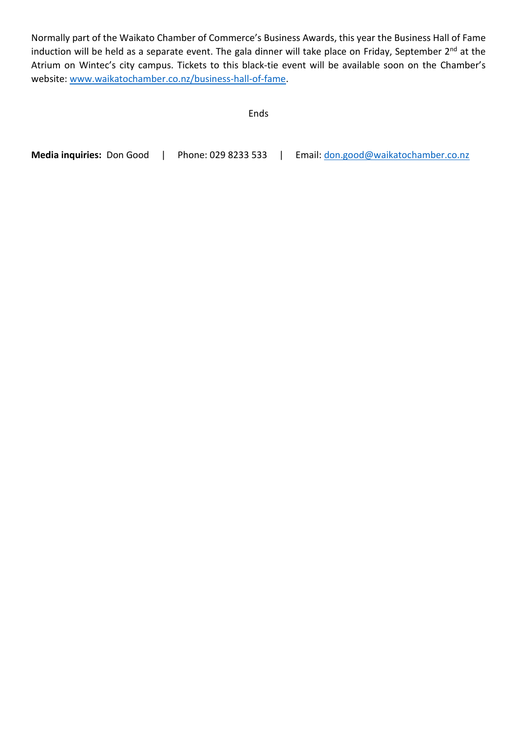Normally part of the Waikato Chamber of Commerce's Business Awards, this year the Business Hall of Fame induction will be held as a separate event. The gala dinner will take place on Friday, September 2nd at the Atrium on Wintec's city campus. Tickets to this black-tie event will be available soon on the Chamber's website: www.waikatochamber.co.nz/business-hall-of-fame.

Ends

**Media inquiries:** Don Good | Phone: 029 8233 533 | Email: don.good@waikatochamber.co.nz